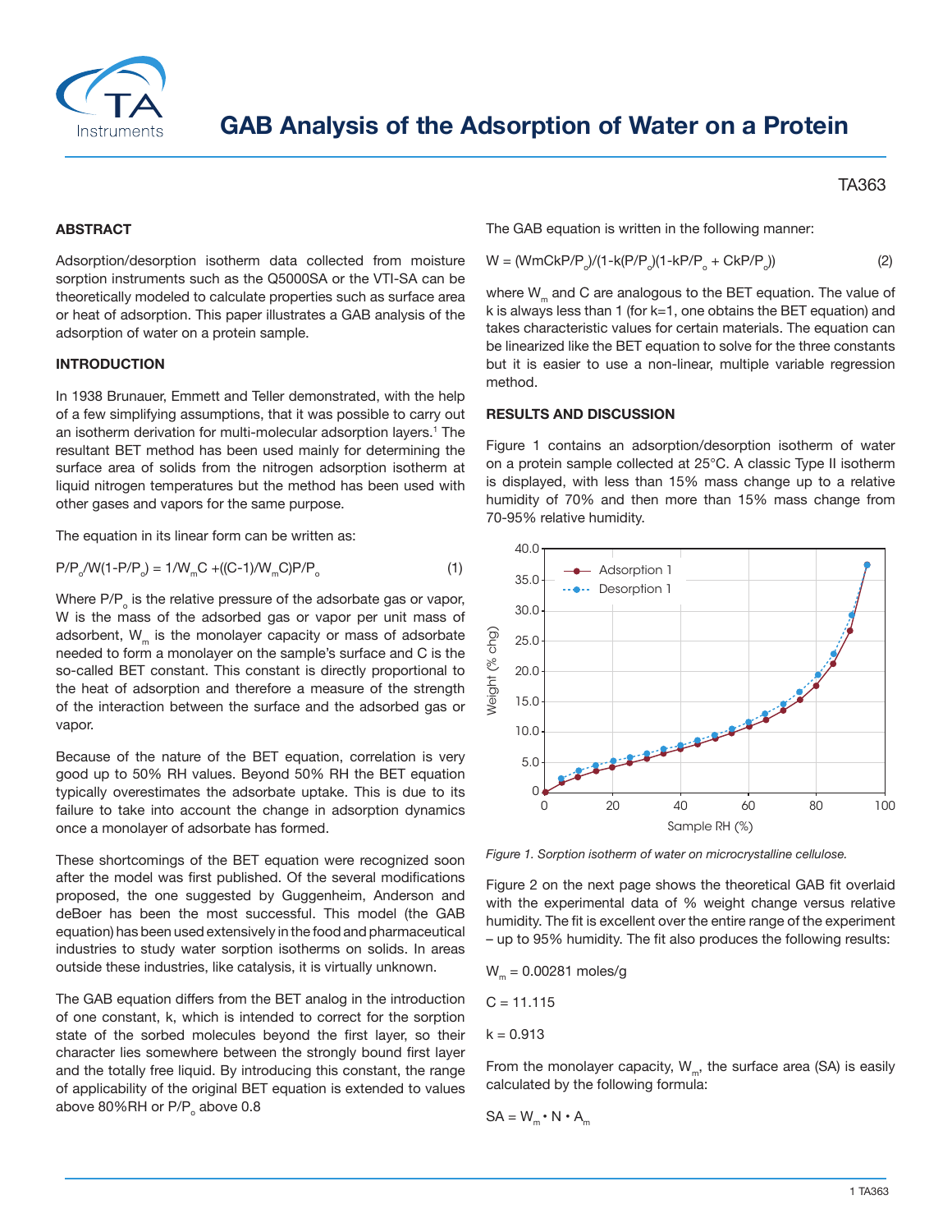# GAB Analysis of the Adsorption of Water on a Protein

TA363

## ABSTRACT

Adsorption/desorption isotherm data collected from moisture sorption instruments such as the Q5000SA or the VTI-SA can be theoretically modeled to calculate properties such as surface area or heat of adsorption. This paper illustrates a GAB analysis of the adsorption of water on a protein sample.

## INTRODUCTION

In 1938 Brunauer, Emmett and Teller demonstrated, with the help of a few simplifying assumptions, that it was possible to carry out an isotherm derivation for multi-molecular adsorption layers.[1] The resultant BET method has been used mainly for determining the surface area of solids from the nitrogen adsorption isotherm at liquid nitrogen temperatures but the method has been used with other gases and vapors for the same purpose.

The equation in its linear form can be written as:

$$P/P_o/W(1-P/P_o) = 1/W_mC + ((C-1)/W_mC)P/P_o \tag{1}$$

Where $P/P_o$ is the relative pressure of the adsorbate gas or vapor, W is the mass of the adsorbed gas or vapor per unit mass of adsorbent, $W_m$ is the monolayer capacity or mass of adsorbate needed to form a monolayer on the sample's surface and C is the so-called BET constant. This constant is directly proportional to the heat of adsorption and therefore a measure of the strength of the interaction between the surface and the adsorbed gas or vapor.

Because of the nature of the BET equation, correlation is very good up to 50% RH values. Beyond 50% RH the BET equation typically overestimates the adsorbate uptake. This is due to its failure to take into account the change in adsorption dynamics once a monolayer of adsorbate has formed.

These shortcomings of the BET equation were recognized soon after the model was first published. Of the several modifications proposed, the one suggested by Guggenheim, Anderson and deBoer has been the most successful. This model (the GAB equation) has been used extensively in the food and pharmaceutical industries to study water sorption isotherms on solids. In areas outside these industries, like catalysis, it is virtually unknown.

The GAB equation differs from the BET analog in the introduction of one constant, k, which is intended to correct for the sorption state of the sorbed molecules beyond the first layer, so their character lies somewhere between the strongly bound first layer and the totally free liquid. By introducing this constant, the range of applicability of the original BET equation is extended to values above 80%RH or $P/P_o$ above 0.8

The GAB equation is written in the following manner:

$$W = (WmCkP/P_o)/(1-k(P/P_o)(1-kP/P_o + CkP/P_o)) \tag{2}$$

where $W_m$ and C are analogous to the BET equation. The value of k is always less than 1 (for k=1, one obtains the BET equation) and takes characteristic values for certain materials. The equation can be linearized like the BET equation to solve for the three constants but it is easier to use a non-linear, multiple variable regression method.

## RESULTS AND DISCUSSION

Figure 1 contains an adsorption/desorption isotherm of water on a protein sample collected at 25°C. A classic Type II isotherm is displayed, with less than 15% mass change up to a relative humidity of 70% and then more than 15% mass change from 70-95% relative humidity.

*Figure 1. Sorption isotherm of water on microcrystalline cellulose.*

Figure 2 on the next page shows the theoretical GAB fit overlaid with the experimental data of % weight change versus relative humidity. The fit is excellent over the entire range of the experiment – up to 95% humidity. The fit also produces the following results:

$W_m$ = 0.00281 moles/g

C = 11.115

k = 0.913

From the monolayer capacity, $W_m$, the surface area (SA) is easily calculated by the following formula:

$$SA = W_m \cdot N \cdot A_m$$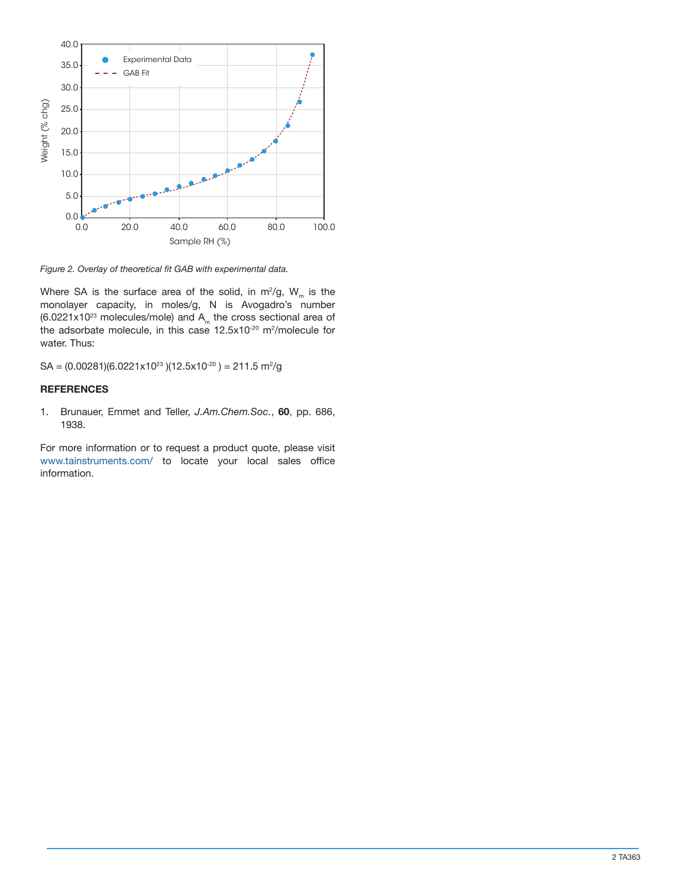40.0
35.0
30.0
25.0
20.0
15.0
10.0
5.0
0.0

Weight (% chg)

0.0 20.0 40.0 60.0 80.0 100.0

Sample RH (%)

Experimental Data

GAB Fit

*Figure 2. Overlay of theoretical fit GAB with experimental data.*

Where SA is the surface area of the solid, in $m^2/g$, $W_m$ is the monolayer capacity, in moles/g, N is Avogadro's number ($6.0221 \times 10^{23}$ molecules/mole) and $A_m$ the cross sectional area of the adsorbate molecule, in this case $12.5 \times 10^{-20}$ $m^2$/molecule for water. Thus:

$$SA = (0.00281)(6.0221 \times 10^{23})(12.5 \times 10^{-20}) = 211.5 \ m^2/g$$

## REFERENCES

1. Brunauer, Emmet and Teller, *J.Am.Chem.Soc.*, **60**, pp. 686, 1938.

For more information or to request a product quote, please visit www.tainstruments.com/ to locate your local sales office information.